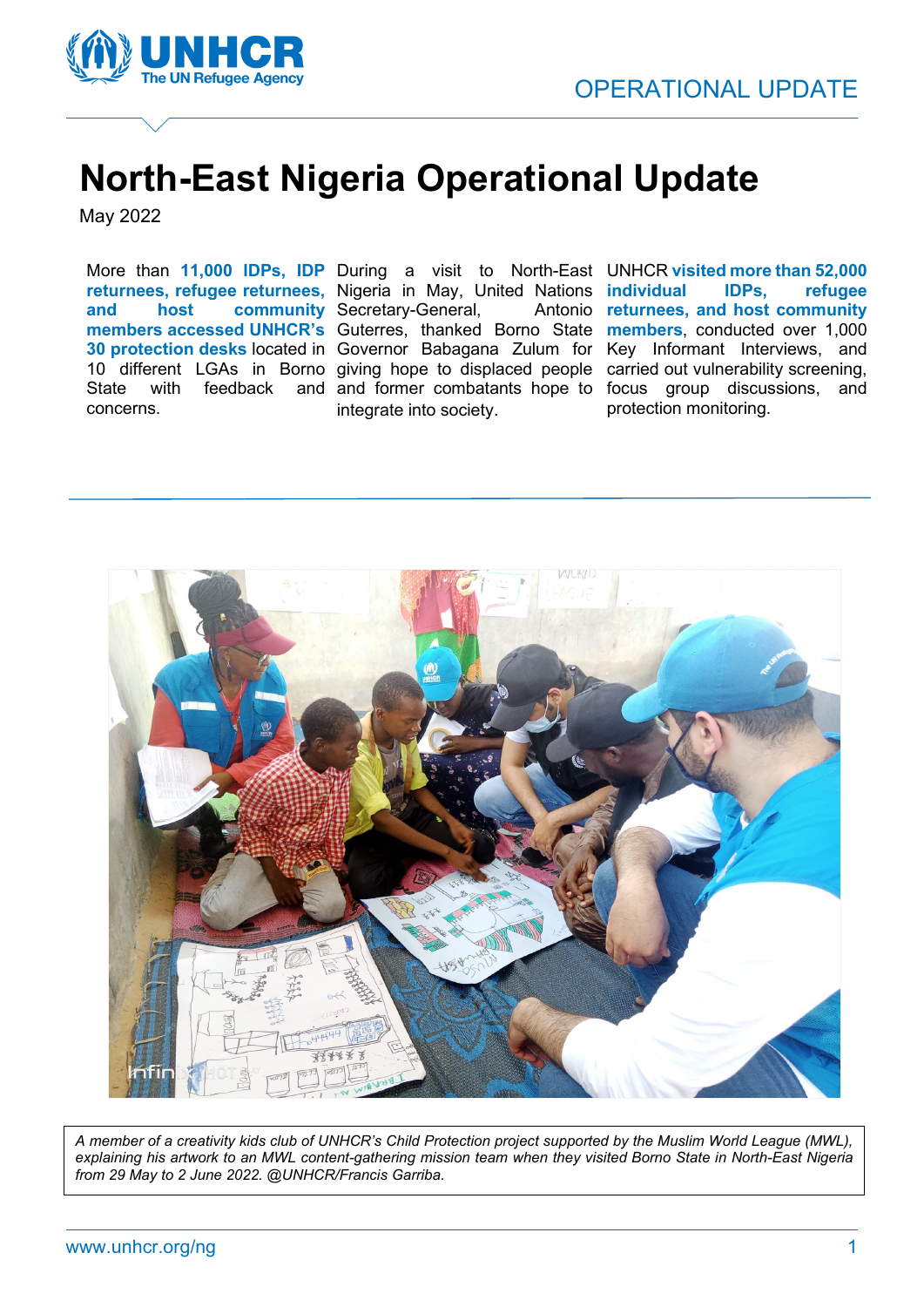OPERATIONAL UPDATE

# North-East Nigeria Operational Update

May 2022

More than **11,000 IDPs, IDP returnees, refugee returnees, and host community members accessed UNHCR's 30 protection desks** located in 10 different LGAs in Borno State with feedback and concerns.

During a visit to North-East Nigeria in May, United Nations Secretary-General, Antonio Guterres, thanked Borno State Governor Babagana Zulum for giving hope to displaced people and former combatants hope to integrate into society.

UNHCR **visited more than 52,000 individual IDPs, refugee returnees, and host community members**, conducted over 1,000 Key Informant Interviews, and carried out vulnerability screening, focus group discussions, and protection monitoring.

*A member of a creativity kids club of UNHCR's Child Protection project supported by the Muslim World League (MWL), explaining his artwork to an MWL content-gathering mission team when they visited Borno State in North-East Nigeria from 29 May to 2 June 2022. @UNHCR/Francis Garriba.*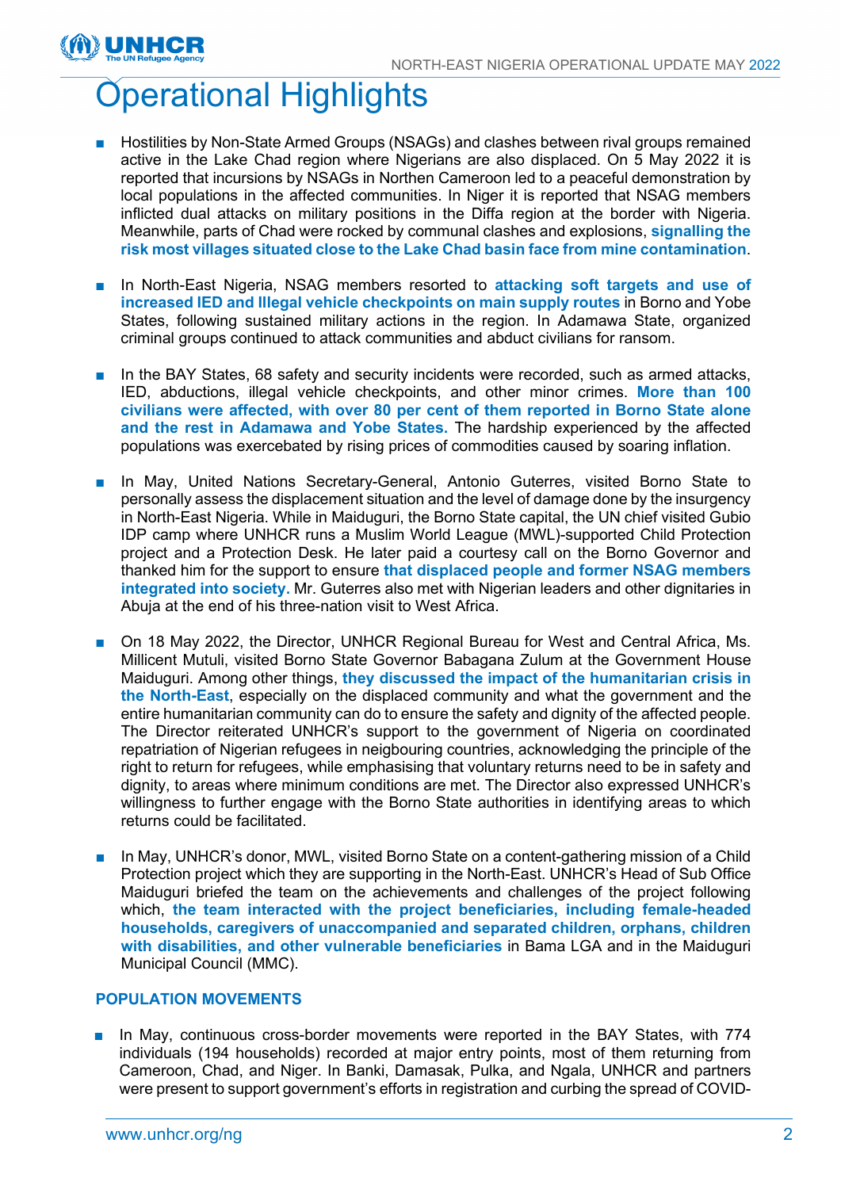# Operational Highlights

- Hostilities by Non-State Armed Groups (NSAGs) and clashes between rival groups remained active in the Lake Chad region where Nigerians are also displaced. On 5 May 2022 it is reported that incursions by NSAGs in Northen Cameroon led to a peaceful demonstration by local populations in the affected communities. In Niger it is reported that NSAG members inflicted dual attacks on military positions in the Diffa region at the border with Nigeria. Meanwhile, parts of Chad were rocked by communal clashes and explosions, **signalling the risk most villages situated close to the Lake Chad basin face from mine contamination**.

- In North-East Nigeria, NSAG members resorted to **attacking soft targets and use of increased IED and Illegal vehicle checkpoints on main supply routes** in Borno and Yobe States, following sustained military actions in the region. In Adamawa State, organized criminal groups continued to attack communities and abduct civilians for ransom.

- In the BAY States, 68 safety and security incidents were recorded, such as armed attacks, IED, abductions, illegal vehicle checkpoints, and other minor crimes. **More than 100 civilians were affected, with over 80 per cent of them reported in Borno State alone and the rest in Adamawa and Yobe States.** The hardship experienced by the affected populations was exercebated by rising prices of commodities caused by soaring inflation.

- In May, United Nations Secretary-General, Antonio Guterres, visited Borno State to personally assess the displacement situation and the level of damage done by the insurgency in North-East Nigeria. While in Maiduguri, the Borno State capital, the UN chief visited Gubio IDP camp where UNHCR runs a Muslim World League (MWL)-supported Child Protection project and a Protection Desk. He later paid a courtesy call on the Borno Governor and thanked him for the support to ensure **that displaced people and former NSAG members integrated into society.** Mr. Guterres also met with Nigerian leaders and other dignitaries in Abuja at the end of his three-nation visit to West Africa.

- On 18 May 2022, the Director, UNHCR Regional Bureau for West and Central Africa, Ms. Millicent Mutuli, visited Borno State Governor Babagana Zulum at the Government House Maiduguri. Among other things, **they discussed the impact of the humanitarian crisis in the North-East**, especially on the displaced community and what the government and the entire humanitarian community can do to ensure the safety and dignity of the affected people. The Director reiterated UNHCR's support to the government of Nigeria on coordinated repatriation of Nigerian refugees in neigbouring countries, acknowledging the principle of the right to return for refugees, while emphasising that voluntary returns need to be in safety and dignity, to areas where minimum conditions are met. The Director also expressed UNHCR's willingness to further engage with the Borno State authorities in identifying areas to which returns could be facilitated.

- In May, UNHCR's donor, MWL, visited Borno State on a content-gathering mission of a Child Protection project which they are supporting in the North-East. UNHCR's Head of Sub Office Maiduguri briefed the team on the achievements and challenges of the project following which, **the team interacted with the project beneficiaries, including female-headed households, caregivers of unaccompanied and separated children, orphans, children with disabilities, and other vulnerable beneficiaries** in Bama LGA and in the Maiduguri Municipal Council (MMC).

**POPULATION MOVEMENTS**

- In May, continuous cross-border movements were reported in the BAY States, with 774 individuals (194 households) recorded at major entry points, most of them returning from Cameroon, Chad, and Niger. In Banki, Damasak, Pulka, and Ngala, UNHCR and partners were present to support government's efforts in registration and curbing the spread of COVID-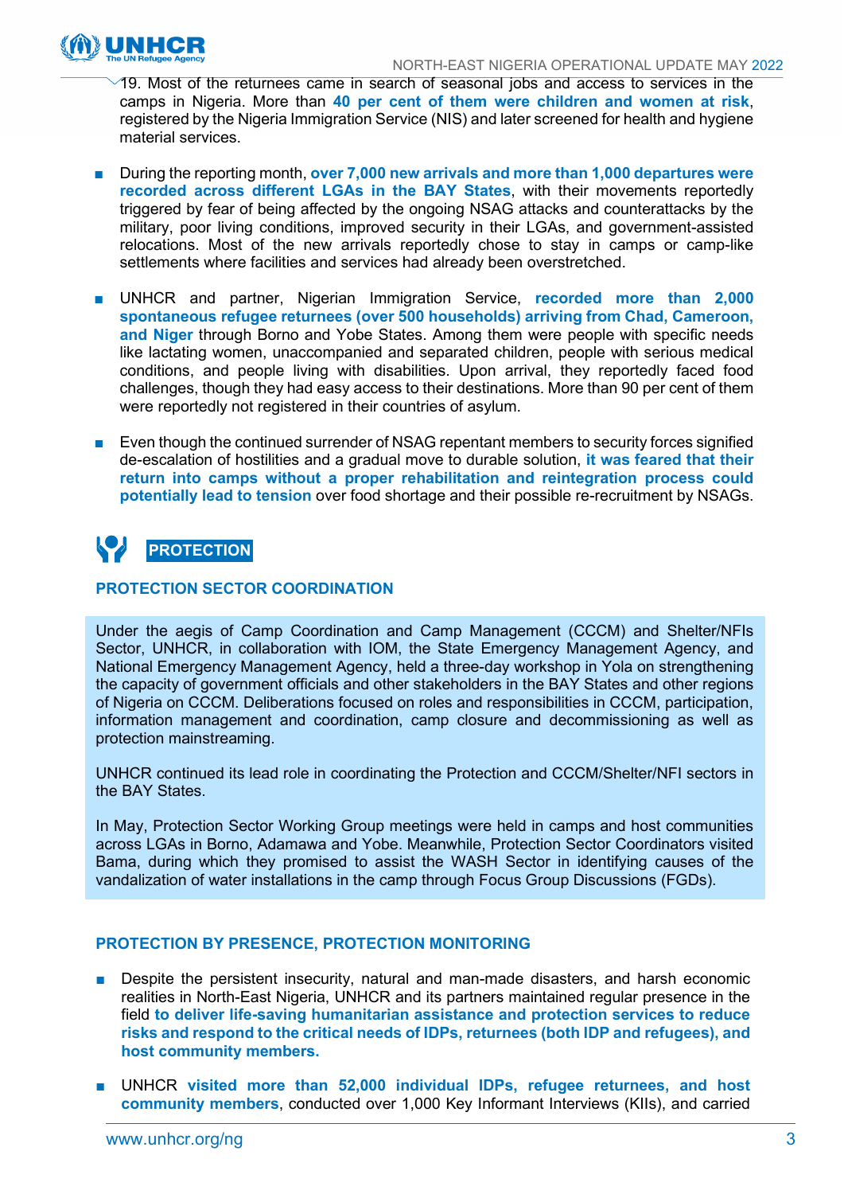19. Most of the returnees came in search of seasonal jobs and access to services in the camps in Nigeria. More than **40 per cent of them were children and women at risk**, registered by the Nigeria Immigration Service (NIS) and later screened for health and hygiene material services.

- During the reporting month, **over 7,000 new arrivals and more than 1,000 departures were recorded across different LGAs in the BAY States**, with their movements reportedly triggered by fear of being affected by the ongoing NSAG attacks and counterattacks by the military, poor living conditions, improved security in their LGAs, and government-assisted relocations. Most of the new arrivals reportedly chose to stay in camps or camp-like settlements where facilities and services had already been overstretched.

- UNHCR and partner, Nigerian Immigration Service, **recorded more than 2,000 spontaneous refugee returnees (over 500 households) arriving from Chad, Cameroon, and Niger** through Borno and Yobe States. Among them were people with specific needs like lactating women, unaccompanied and separated children, people with serious medical conditions, and people living with disabilities. Upon arrival, they reportedly faced food challenges, though they had easy access to their destinations. More than 90 per cent of them were reportedly not registered in their countries of asylum.

- Even though the continued surrender of NSAG repentant members to security forces signified de-escalation of hostilities and a gradual move to durable solution, **it was feared that their return into camps without a proper rehabilitation and reintegration process could potentially lead to tension** over food shortage and their possible re-recruitment by NSAGs.

## PROTECTION

### PROTECTION SECTOR COORDINATION

Under the aegis of Camp Coordination and Camp Management (CCCM) and Shelter/NFIs Sector, UNHCR, in collaboration with IOM, the State Emergency Management Agency, and National Emergency Management Agency, held a three-day workshop in Yola on strengthening the capacity of government officials and other stakeholders in the BAY States and other regions of Nigeria on CCCM. Deliberations focused on roles and responsibilities in CCCM, participation, information management and coordination, camp closure and decommissioning as well as protection mainstreaming.

UNHCR continued its lead role in coordinating the Protection and CCCM/Shelter/NFI sectors in the BAY States.

In May, Protection Sector Working Group meetings were held in camps and host communities across LGAs in Borno, Adamawa and Yobe. Meanwhile, Protection Sector Coordinators visited Bama, during which they promised to assist the WASH Sector in identifying causes of the vandalization of water installations in the camp through Focus Group Discussions (FGDs).

### PROTECTION BY PRESENCE, PROTECTION MONITORING

- Despite the persistent insecurity, natural and man-made disasters, and harsh economic realities in North-East Nigeria, UNHCR and its partners maintained regular presence in the field **to deliver life-saving humanitarian assistance and protection services to reduce risks and respond to the critical needs of IDPs, returnees (both IDP and refugees), and host community members.**

- UNHCR **visited more than 52,000 individual IDPs, refugee returnees, and host community members**, conducted over 1,000 Key Informant Interviews (KIIs), and carried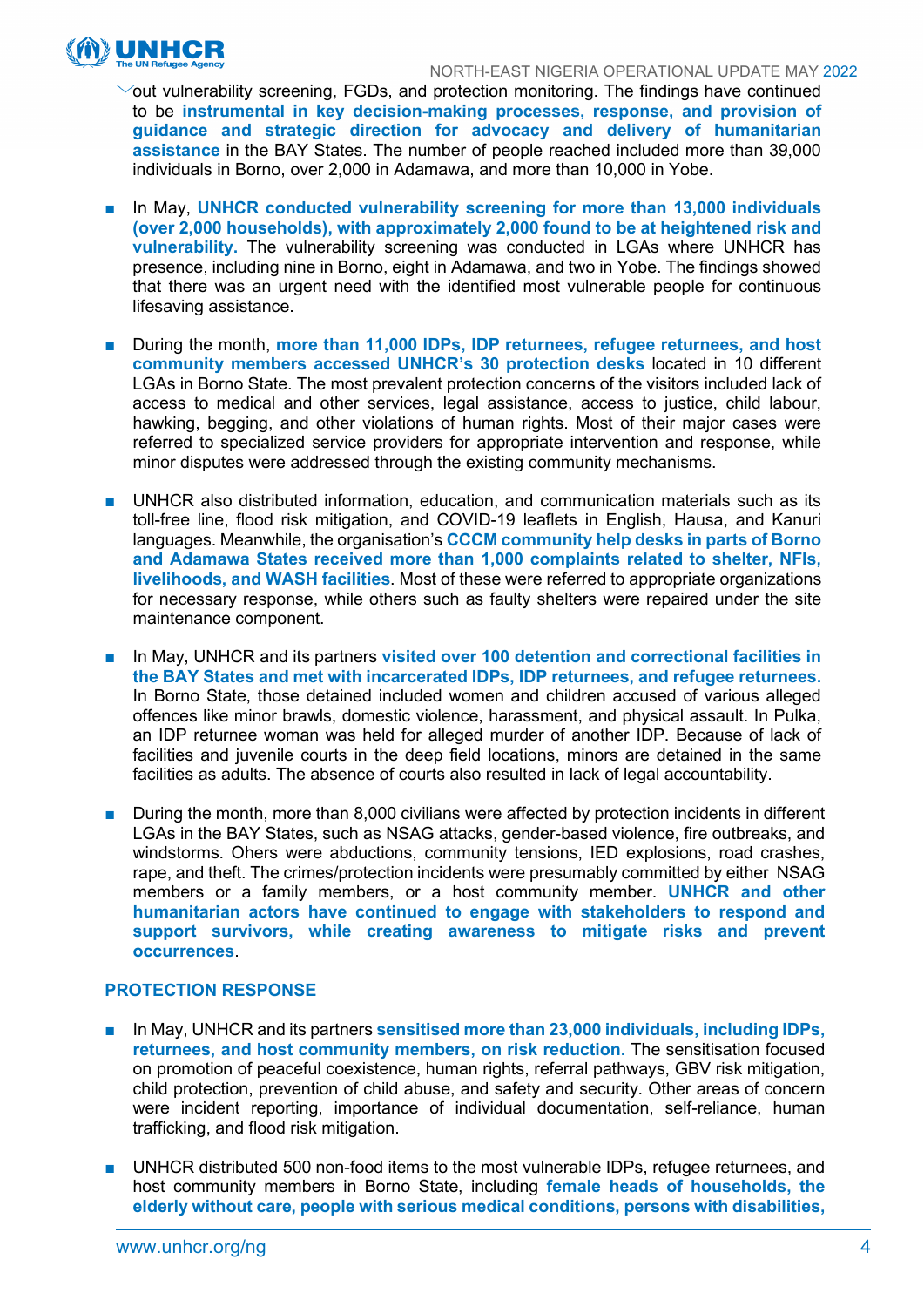out vulnerability screening, FGDs, and protection monitoring. The findings have continued to be **instrumental in key decision-making processes, response, and provision of guidance and strategic direction for advocacy and delivery of humanitarian assistance** in the BAY States. The number of people reached included more than 39,000 individuals in Borno, over 2,000 in Adamawa, and more than 10,000 in Yobe.

- In May, **UNHCR conducted vulnerability screening for more than 13,000 individuals (over 2,000 households), with approximately 2,000 found to be at heightened risk and vulnerability.** The vulnerability screening was conducted in LGAs where UNHCR has presence, including nine in Borno, eight in Adamawa, and two in Yobe. The findings showed that there was an urgent need with the identified most vulnerable people for continuous lifesaving assistance.

- During the month, **more than 11,000 IDPs, IDP returnees, refugee returnees, and host community members accessed UNHCR's 30 protection desks** located in 10 different LGAs in Borno State. The most prevalent protection concerns of the visitors included lack of access to medical and other services, legal assistance, access to justice, child labour, hawking, begging, and other violations of human rights. Most of their major cases were referred to specialized service providers for appropriate intervention and response, while minor disputes were addressed through the existing community mechanisms.

- UNHCR also distributed information, education, and communication materials such as its toll-free line, flood risk mitigation, and COVID-19 leaflets in English, Hausa, and Kanuri languages. Meanwhile, the organisation's **CCCM community help desks in parts of Borno and Adamawa States received more than 1,000 complaints related to shelter, NFIs, livelihoods, and WASH facilities**. Most of these were referred to appropriate organizations for necessary response, while others such as faulty shelters were repaired under the site maintenance component.

- In May, UNHCR and its partners **visited over 100 detention and correctional facilities in the BAY States and met with incarcerated IDPs, IDP returnees, and refugee returnees.** In Borno State, those detained included women and children accused of various alleged offences like minor brawls, domestic violence, harassment, and physical assault. In Pulka, an IDP returnee woman was held for alleged murder of another IDP. Because of lack of facilities and juvenile courts in the deep field locations, minors are detained in the same facilities as adults. The absence of courts also resulted in lack of legal accountability.

- During the month, more than 8,000 civilians were affected by protection incidents in different LGAs in the BAY States, such as NSAG attacks, gender-based violence, fire outbreaks, and windstorms. Others were abductions, community tensions, IED explosions, road crashes, rape, and theft. The crimes/protection incidents were presumably committed by either NSAG members or a family members, or a host community member. **UNHCR and other humanitarian actors have continued to engage with stakeholders to respond and support survivors, while creating awareness to mitigate risks and prevent occurrences**.

### PROTECTION RESPONSE

- In May, UNHCR and its partners **sensitised more than 23,000 individuals, including IDPs, returnees, and host community members, on risk reduction.** The sensitisation focused on promotion of peaceful coexistence, human rights, referral pathways, GBV risk mitigation, child protection, prevention of child abuse, and safety and security. Other areas of concern were incident reporting, importance of individual documentation, self-reliance, human trafficking, and flood risk mitigation.

- UNHCR distributed 500 non-food items to the most vulnerable IDPs, refugee returnees, and host community members in Borno State, including **female heads of households, the elderly without care, people with serious medical conditions, persons with disabilities,**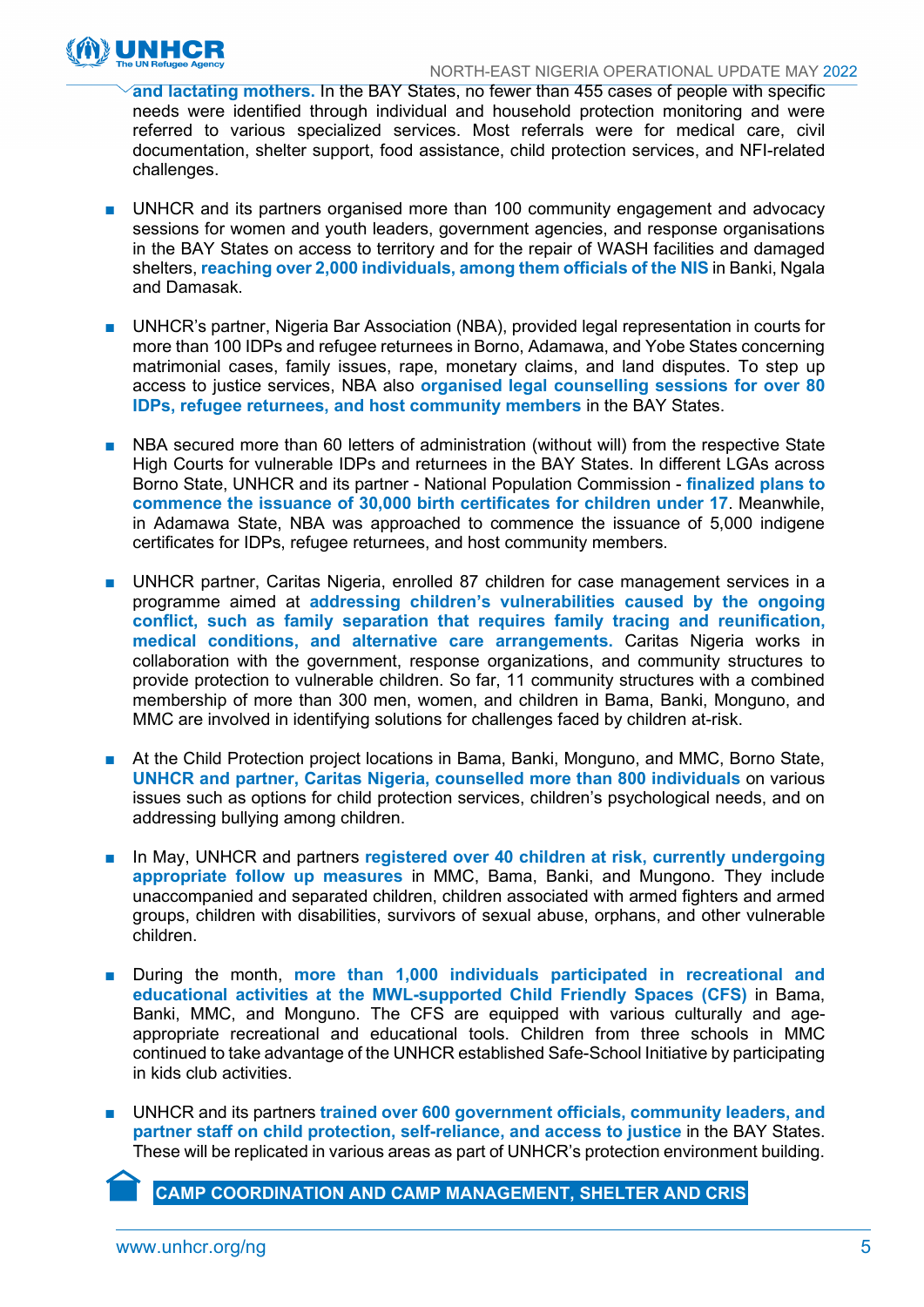**and lactating mothers.** In the BAY States, no fewer than 455 cases of people with specific needs were identified through individual and household protection monitoring and were referred to various specialized services. Most referrals were for medical care, civil documentation, shelter support, food assistance, child protection services, and NFI-related challenges.

- UNHCR and its partners organised more than 100 community engagement and advocacy sessions for women and youth leaders, government agencies, and response organisations in the BAY States on access to territory and for the repair of WASH facilities and damaged shelters, **reaching over 2,000 individuals, among them officials of the NIS** in Banki, Ngala and Damasak.

- UNHCR's partner, Nigeria Bar Association (NBA), provided legal representation in courts for more than 100 IDPs and refugee returnees in Borno, Adamawa, and Yobe States concerning matrimonial cases, family issues, rape, monetary claims, and land disputes. To step up access to justice services, NBA also **organised legal counselling sessions for over 80 IDPs, refugee returnees, and host community members** in the BAY States.

- NBA secured more than 60 letters of administration (without will) from the respective State High Courts for vulnerable IDPs and returnees in the BAY States. In different LGAs across Borno State, UNHCR and its partner - National Population Commission - **finalized plans to commence the issuance of 30,000 birth certificates for children under 17**. Meanwhile, in Adamawa State, NBA was approached to commence the issuance of 5,000 indigene certificates for IDPs, refugee returnees, and host community members.

- UNHCR partner, Caritas Nigeria, enrolled 87 children for case management services in a programme aimed at **addressing children's vulnerabilities caused by the ongoing conflict, such as family separation that requires family tracing and reunification, medical conditions, and alternative care arrangements.** Caritas Nigeria works in collaboration with the government, response organizations, and community structures to provide protection to vulnerable children. So far, 11 community structures with a combined membership of more than 300 men, women, and children in Bama, Banki, Monguno, and MMC are involved in identifying solutions for challenges faced by children at-risk.

- At the Child Protection project locations in Bama, Banki, Monguno, and MMC, Borno State, **UNHCR and partner, Caritas Nigeria, counselled more than 800 individuals** on various issues such as options for child protection services, children's psychological needs, and on addressing bullying among children.

- In May, UNHCR and partners **registered over 40 children at risk, currently undergoing appropriate follow up measures** in MMC, Bama, Banki, and Mungono. They include unaccompanied and separated children, children associated with armed fighters and armed groups, children with disabilities, survivors of sexual abuse, orphans, and other vulnerable children.

- During the month, **more than 1,000 individuals participated in recreational and educational activities at the MWL-supported Child Friendly Spaces (CFS)** in Bama, Banki, MMC, and Monguno. The CFS are equipped with various culturally and age-appropriate recreational and educational tools. Children from three schools in MMC continued to take advantage of the UNHCR established Safe-School Initiative by participating in kids club activities.

- UNHCR and its partners **trained over 600 government officials, community leaders, and partner staff on child protection, self-reliance, and access to justice** in the BAY States. These will be replicated in various areas as part of UNHCR's protection environment building.

## CAMP COORDINATION AND CAMP MANAGEMENT, SHELTER AND CRIS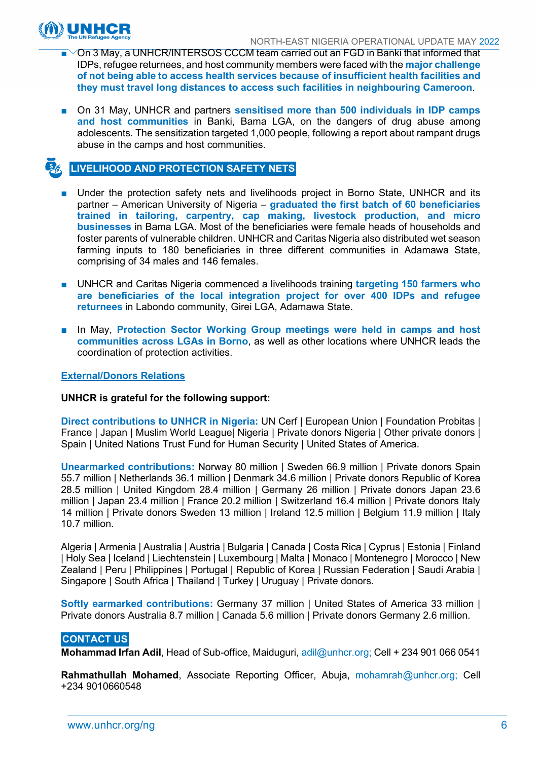- On 3 May, a UNHCR/INTERSOS CCCM team carried out an FGD in Banki that informed that IDPs, refugee returnees, and host community members were faced with the **major challenge of not being able to access health services because of insufficient health facilities and they must travel long distances to access such facilities in neighbouring Cameroon**.

- On 31 May, UNHCR and partners **sensitised more than 500 individuals in IDP camps and host communities** in Banki, Bama LGA, on the dangers of drug abuse among adolescents. The sensitization targeted 1,000 people, following a report about rampant drugs abuse in the camps and host communities.

## LIVELIHOOD AND PROTECTION SAFETY NETS

- Under the protection safety nets and livelihoods project in Borno State, UNHCR and its partner – American University of Nigeria – **graduated the first batch of 60 beneficiaries trained in tailoring, carpentry, cap making, livestock production, and micro businesses** in Bama LGA. Most of the beneficiaries were female heads of households and foster parents of vulnerable children. UNHCR and Caritas Nigeria also distributed wet season farming inputs to 180 beneficiaries in three different communities in Adamawa State, comprising of 34 males and 146 females.

- UNHCR and Caritas Nigeria commenced a livelihoods training **targeting 150 farmers who are beneficiaries of the local integration project for over 400 IDPs and refugee returnees** in Labondo community, Girei LGA, Adamawa State.

- In May, **Protection Sector Working Group meetings were held in camps and host communities across LGAs in Borno**, as well as other locations where UNHCR leads the coordination of protection activities.

### External/Donors Relations

**UNHCR is grateful for the following support:**

**Direct contributions to UNHCR in Nigeria:** UN Cerf | European Union | Foundation Probitas | France | Japan | Muslim World League| Nigeria | Private donors Nigeria | Other private donors | Spain | United Nations Trust Fund for Human Security | United States of America.

**Unearmarked contributions:** Norway 80 million | Sweden 66.9 million | Private donors Spain 55.7 million | Netherlands 36.1 million | Denmark 34.6 million | Private donors Republic of Korea 28.5 million | United Kingdom 28.4 million | Germany 26 million | Private donors Japan 23.6 million | Japan 23.4 million | France 20.2 million | Switzerland 16.4 million | Private donors Italy 14 million | Private donors Sweden 13 million | Ireland 12.5 million | Belgium 11.9 million | Italy 10.7 million.

Algeria | Armenia | Australia | Austria | Bulgaria | Canada | Costa Rica | Cyprus | Estonia | Finland | Holy Sea | Iceland | Liechtenstein | Luxembourg | Malta | Monaco | Montenegro | Morocco | New Zealand | Peru | Philippines | Portugal | Republic of Korea | Russian Federation | Saudi Arabia | Singapore | South Africa | Thailand | Turkey | Uruguay | Private donors.

**Softly earmarked contributions:** Germany 37 million | United States of America 33 million | Private donors Australia 8.7 million | Canada 5.6 million | Private donors Germany 2.6 million.

## CONTACT US

**Mohammad Irfan Adil**, Head of Sub-office, Maiduguri, adil@unhcr.org; Cell + 234 901 066 0541

**Rahmathullah Mohamed**, Associate Reporting Officer, Abuja, mohamrah@unhcr.org; Cell +234 9010660548